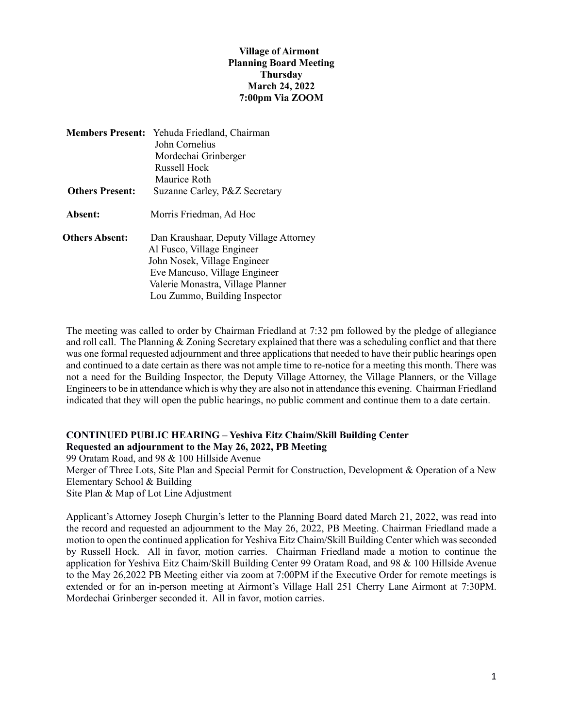**Village of Airmont**
**Planning Board Meeting**
**Thursday**
**March 24, 2022**
**7:00pm Via ZOOM**

**Members Present:** Yehuda Friedland, Chairman
John Cornelius
Mordechai Grinberger
Russell Hock
Maurice Roth

**Others Present:** Suzanne Carley, P&Z Secretary

**Absent:** Morris Friedman, Ad Hoc

**Others Absent:** Dan Kraushaar, Deputy Village Attorney
Al Fusco, Village Engineer
John Nosek, Village Engineer
Eve Mancuso, Village Engineer
Valerie Monastra, Village Planner
Lou Zummo, Building Inspector

The meeting was called to order by Chairman Friedland at 7:32 pm followed by the pledge of allegiance and roll call. The Planning & Zoning Secretary explained that there was a scheduling conflict and that there was one formal requested adjournment and three applications that needed to have their public hearings open and continued to a date certain as there was not ample time to re-notice for a meeting this month. There was not a need for the Building Inspector, the Deputy Village Attorney, the Village Planners, or the Village Engineers to be in attendance which is why they are also not in attendance this evening. Chairman Friedland indicated that they will open the public hearings, no public comment and continue them to a date certain.

**CONTINUED PUBLIC HEARING – Yeshiva Eitz Chaim/Skill Building Center**
**Requested an adjournment to the May 26, 2022, PB Meeting**
99 Oratam Road, and 98 & 100 Hillside Avenue
Merger of Three Lots, Site Plan and Special Permit for Construction, Development & Operation of a New Elementary School & Building
Site Plan & Map of Lot Line Adjustment

Applicant's Attorney Joseph Churgin's letter to the Planning Board dated March 21, 2022, was read into the record and requested an adjournment to the May 26, 2022, PB Meeting. Chairman Friedland made a motion to open the continued application for Yeshiva Eitz Chaim/Skill Building Center which was seconded by Russell Hock. All in favor, motion carries. Chairman Friedland made a motion to continue the application for Yeshiva Eitz Chaim/Skill Building Center 99 Oratam Road, and 98 & 100 Hillside Avenue to the May 26,2022 PB Meeting either via zoom at 7:00PM if the Executive Order for remote meetings is extended or for an in-person meeting at Airmont's Village Hall 251 Cherry Lane Airmont at 7:30PM. Mordechai Grinberger seconded it. All in favor, motion carries.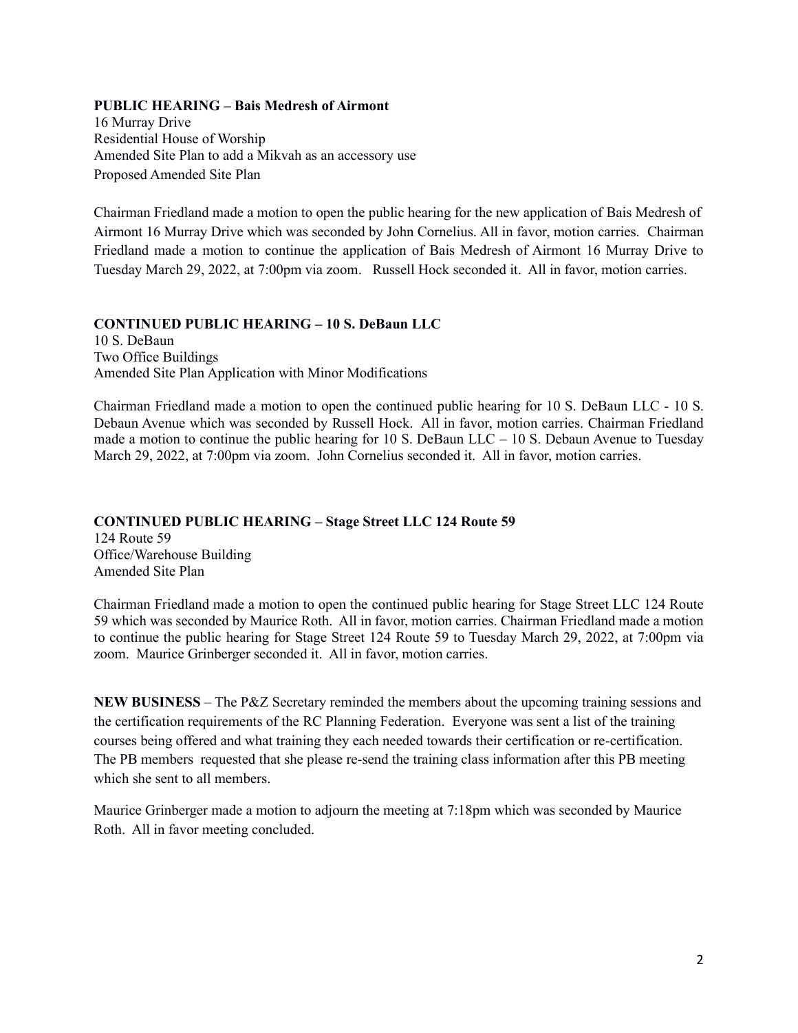**PUBLIC HEARING – Bais Medresh of Airmont**

16 Murray Drive
Residential House of Worship
Amended Site Plan to add a Mikvah as an accessory use
Proposed Amended Site Plan

Chairman Friedland made a motion to open the public hearing for the new application of Bais Medresh of Airmont 16 Murray Drive which was seconded by John Cornelius. All in favor, motion carries. Chairman Friedland made a motion to continue the application of Bais Medresh of Airmont 16 Murray Drive to Tuesday March 29, 2022, at 7:00pm via zoom. Russell Hock seconded it. All in favor, motion carries.

**CONTINUED PUBLIC HEARING – 10 S. DeBaun LLC**

10 S. DeBaun
Two Office Buildings
Amended Site Plan Application with Minor Modifications

Chairman Friedland made a motion to open the continued public hearing for 10 S. DeBaun LLC - 10 S. Debaun Avenue which was seconded by Russell Hock. All in favor, motion carries. Chairman Friedland made a motion to continue the public hearing for 10 S. DeBaun LLC – 10 S. Debaun Avenue to Tuesday March 29, 2022, at 7:00pm via zoom. John Cornelius seconded it. All in favor, motion carries.

**CONTINUED PUBLIC HEARING – Stage Street LLC 124 Route 59**

124 Route 59
Office/Warehouse Building
Amended Site Plan

Chairman Friedland made a motion to open the continued public hearing for Stage Street LLC 124 Route 59 which was seconded by Maurice Roth. All in favor, motion carries. Chairman Friedland made a motion to continue the public hearing for Stage Street 124 Route 59 to Tuesday March 29, 2022, at 7:00pm via zoom. Maurice Grinberger seconded it. All in favor, motion carries.

**NEW BUSINESS** – The P&Z Secretary reminded the members about the upcoming training sessions and the certification requirements of the RC Planning Federation. Everyone was sent a list of the training courses being offered and what training they each needed towards their certification or re-certification. The PB members requested that she please re-send the training class information after this PB meeting which she sent to all members.

Maurice Grinberger made a motion to adjourn the meeting at 7:18pm which was seconded by Maurice Roth. All in favor meeting concluded.